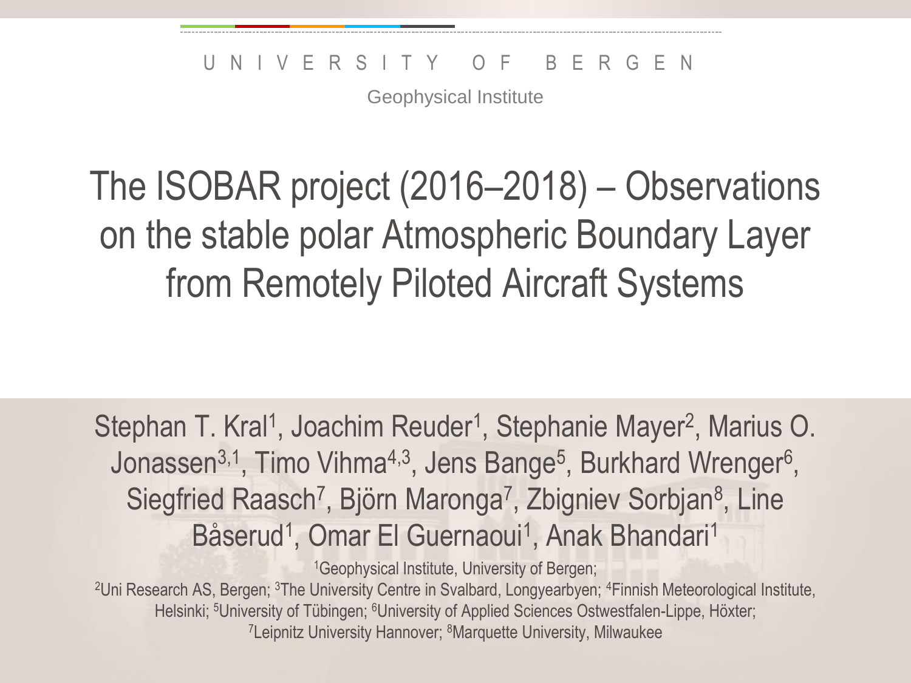UNIVERSITY OF BERGEN

Geophysical Institute

# The ISOBAR project (2016–2018) – Observations on the stable polar Atmospheric Boundary Layer from Remotely Piloted Aircraft Systems

Stephan T. Kral[1], Joachim Reuder[1], Stephanie Mayer[2], Marius O. Jonassen[3,1], Timo Vihma[4,3], Jens Bange[5], Burkhard Wrenger[6], Siegfried Raasch[7], Björn Maronga[7], Zbigniev Sorbjan[8], Line Båserud[1], Omar El Guernaoui[1], Anak Bhandari[1]

[1]Geophysical Institute, University of Bergen;
[2]Uni Research AS, Bergen; [3]The University Centre in Svalbard, Longyearbyen; [4]Finnish Meteorological Institute, Helsinki; [5]University of Tübingen; [6]University of Applied Sciences Ostwestfalen-Lippe, Höxter; [7]Leipnitz University Hannover; [8]Marquette University, Milwaukee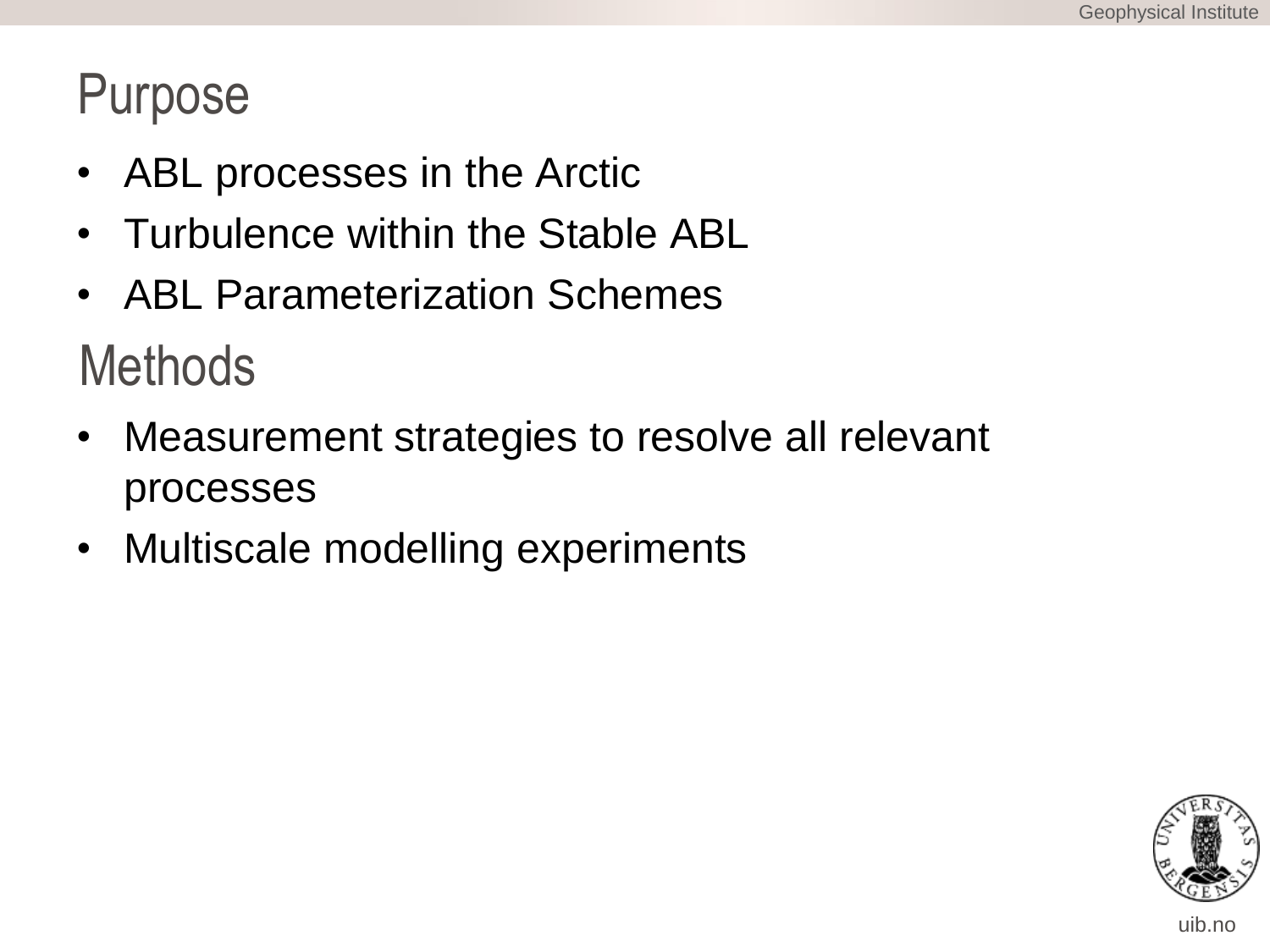## Purpose

- ABL processes in the Arctic
- Turbulence within the Stable ABL
- ABL Parameterization Schemes

## Methods

- Measurement strategies to resolve all relevant processes
- Multiscale modelling experiments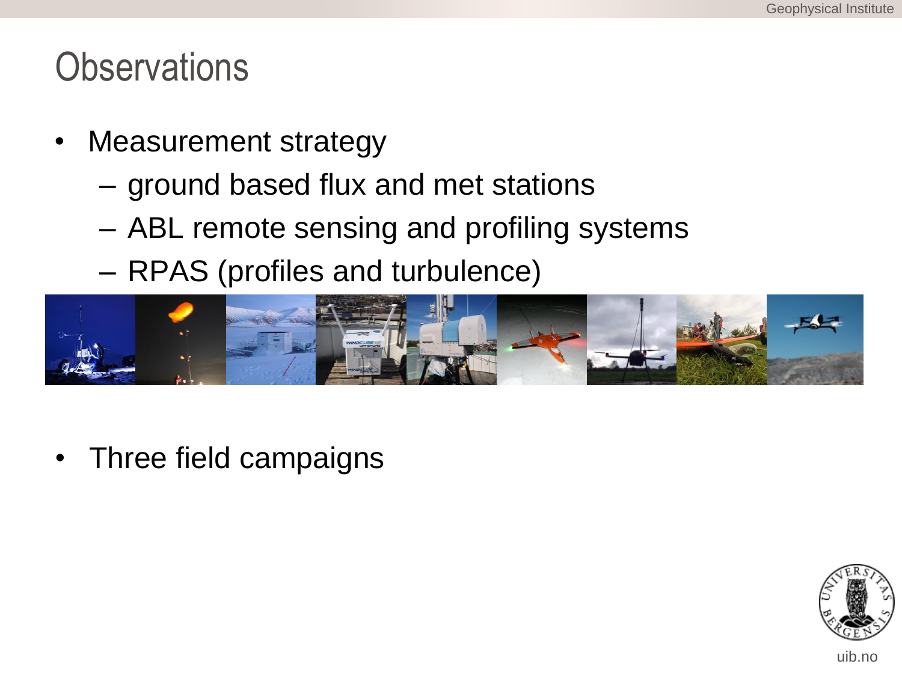# Observations

- Measurement strategy
  - ground based flux and met stations
  - ABL remote sensing and profiling systems
  - RPAS (profiles and turbulence)

- Three field campaigns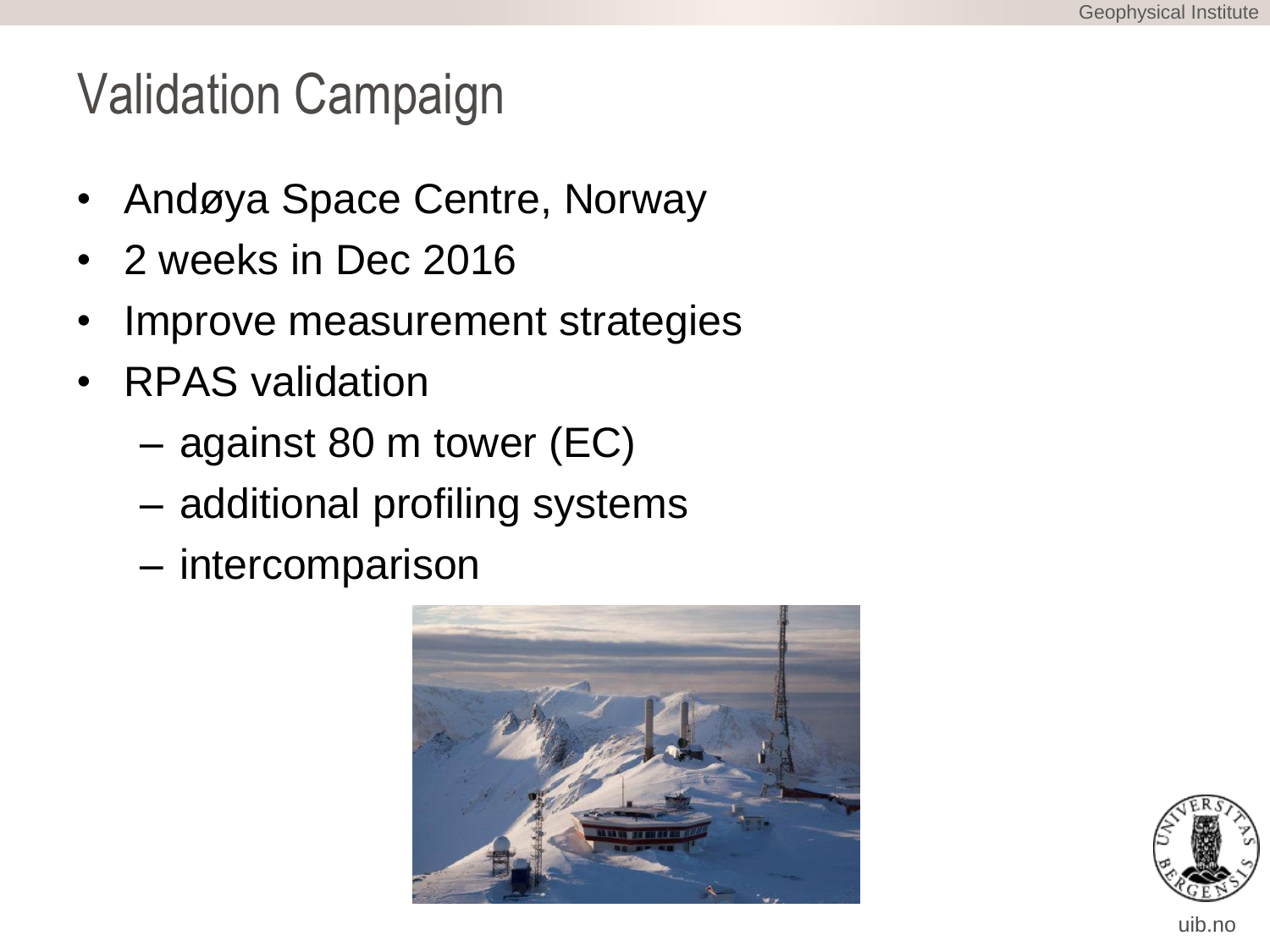# Validation Campaign

- Andøya Space Centre, Norway
- 2 weeks in Dec 2016
- Improve measurement strategies
- RPAS validation
  - against 80 m tower (EC)
  - additional profiling systems
  - intercomparison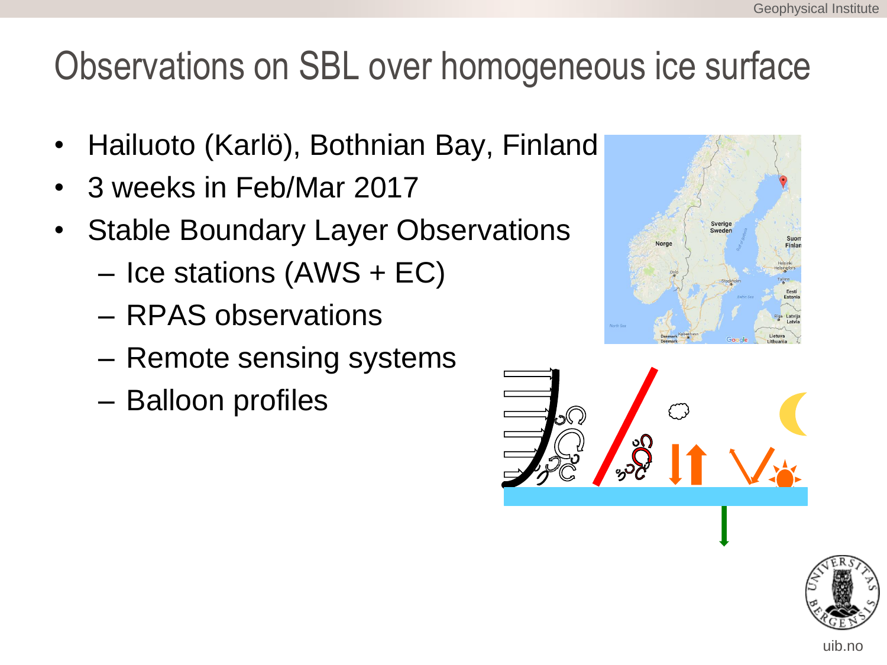# Observations on SBL over homogeneous ice surface

- Hailuoto (Karlö), Bothnian Bay, Finland
- 3 weeks in Feb/Mar 2017
- Stable Boundary Layer Observations
  - Ice stations (AWS + EC)
  - RPAS observations
  - Remote sensing systems
  - Balloon profiles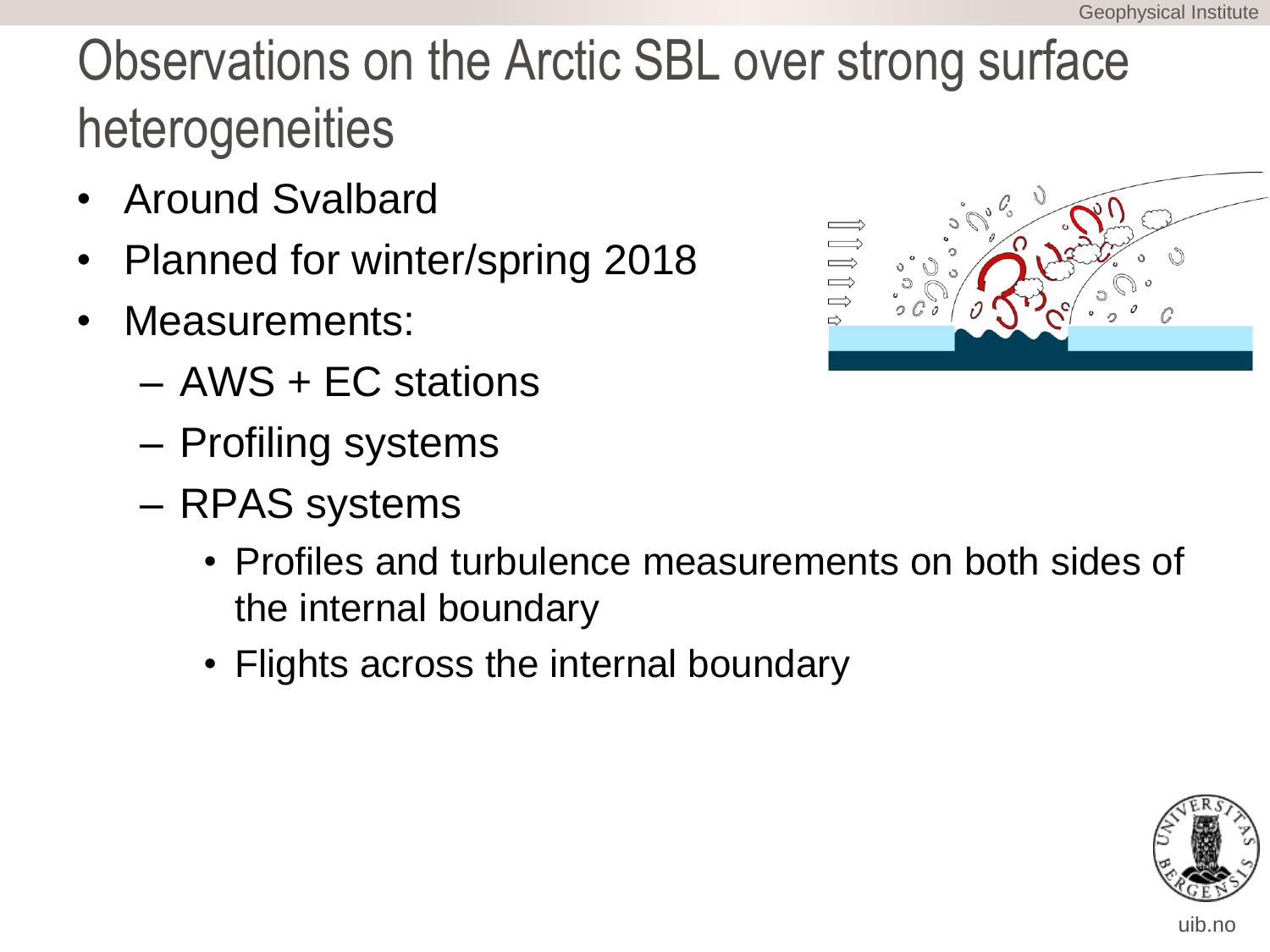# Observations on the Arctic SBL over strong surface heterogeneities

- Around Svalbard
- Planned for winter/spring 2018
- Measurements:
  - AWS + EC stations
  - Profiling systems
  - RPAS systems
    - Profiles and turbulence measurements on both sides of the internal boundary
    - Flights across the internal boundary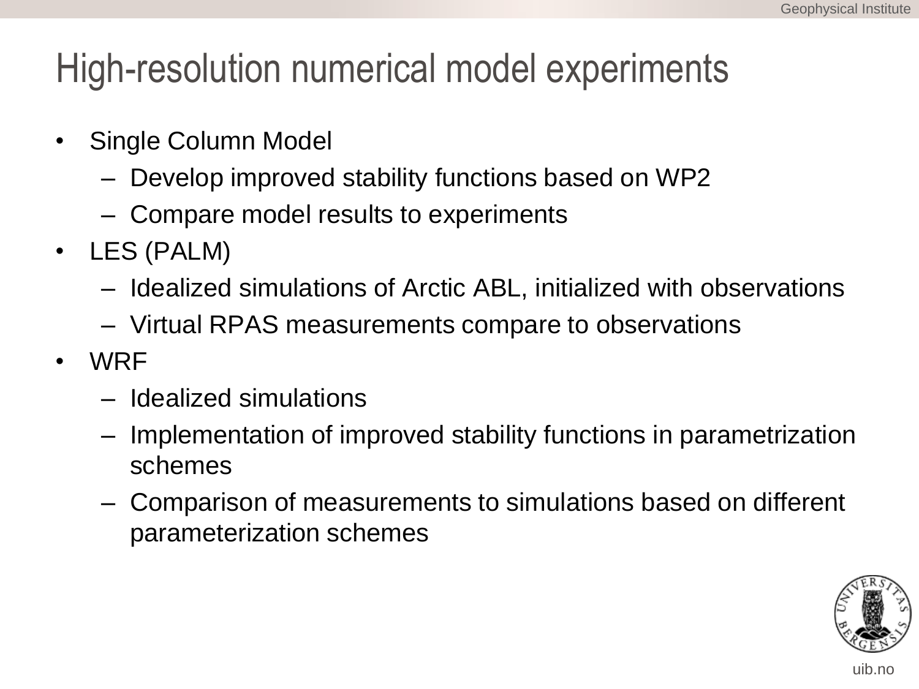# High-resolution numerical model experiments

- Single Column Model
  - Develop improved stability functions based on WP2
  - Compare model results to experiments
- LES (PALM)
  - Idealized simulations of Arctic ABL, initialized with observations
  - Virtual RPAS measurements compare to observations
- WRF
  - Idealized simulations
  - Implementation of improved stability functions in parametrization schemes
  - Comparison of measurements to simulations based on different parameterization schemes